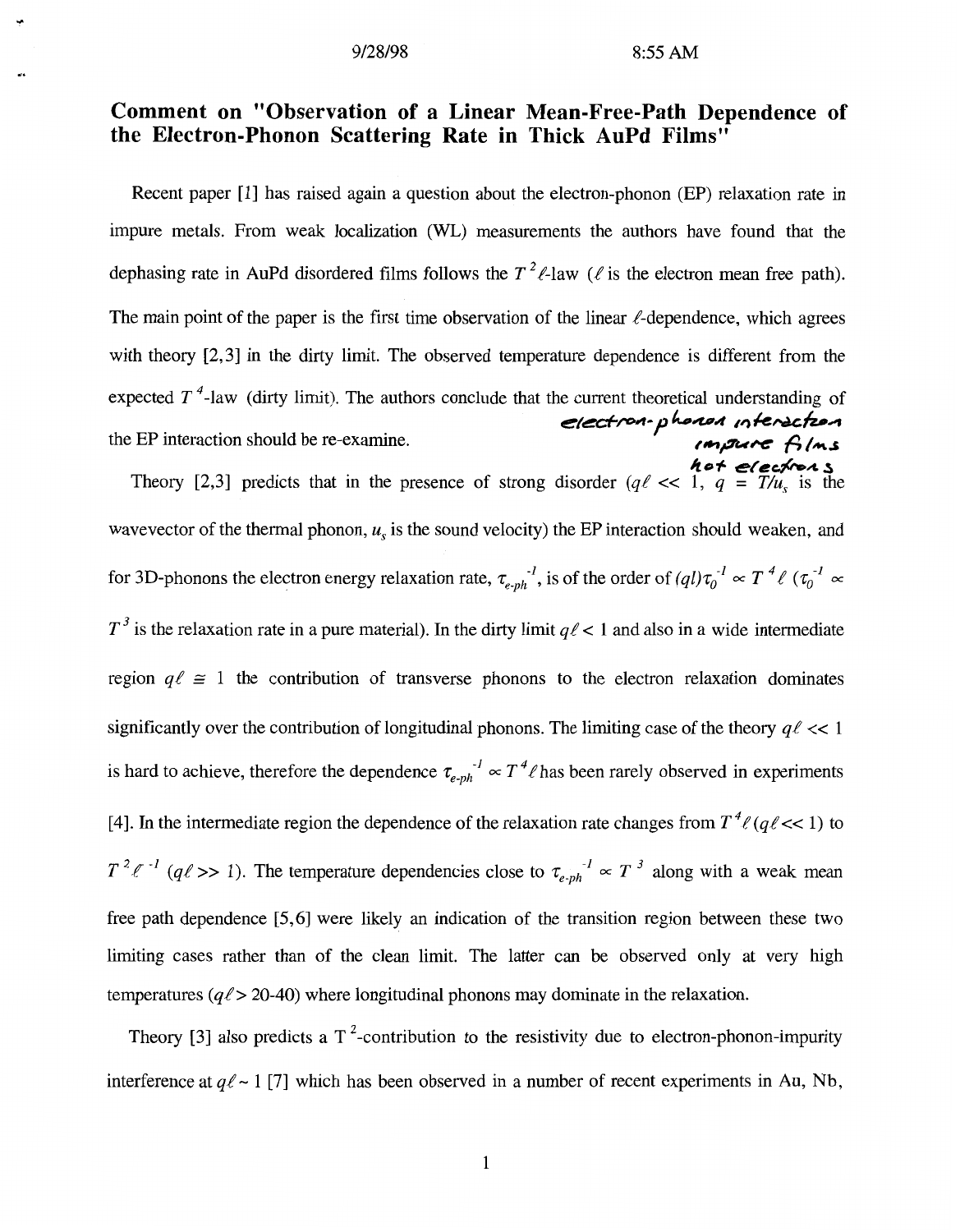# Comment on "Observation of a Linear Mean-Free-Path Dependence of the Electron-Phonon Scattering Rate in Thick AuPd Films"

Recent paper [1] has raised again a question about the electron-phonon (EP) relaxation rate in impure metals. From weak localization (WL) measurements the authors have found that the dephasing rate in AuPd disordered films follows the $T^2\ell$-law ($\ell$ is the electron mean free path). The main point of the paper is the first time observation of the linear $\ell$-dependence, which agrees with theory [2,3] in the dirty limit. The observed temperature dependence is different from the expected $T^4$-law (dirty limit). The authors conclude that the current theoretical understanding of the EP interaction should be re-examine.

electron-phonon interaction
impure films
hot electrons

Theory [2,3] predicts that in the presence of strong disorder ($q\ell << 1$, $q = T/u_s$ is the wavevector of the thermal phonon, $u_s$ is the sound velocity) the EP interaction should weaken, and for 3D-phonons the electron energy relaxation rate, $\tau_{e\text{-}ph}^{-1}$, is of the order of $(ql)\tau_0^{-1} \propto T^4\ell$ ($\tau_0^{-1} \propto T^3$ is the relaxation rate in a pure material). In the dirty limit $q\ell < 1$ and also in a wide intermediate region $q\ell \cong 1$ the contribution of transverse phonons to the electron relaxation dominates significantly over the contribution of longitudinal phonons. The limiting case of the theory $q\ell << 1$ is hard to achieve, therefore the dependence $\tau_{e\text{-}ph}^{-1} \propto T^4\ell$ has been rarely observed in experiments [4]. In the intermediate region the dependence of the relaxation rate changes from $T^4\ell$ ($q\ell << 1$) to $T^2\ell^{-1}$ ($q\ell >> 1$). The temperature dependencies close to $\tau_{e\text{-}ph}^{-1} \propto T^3$ along with a weak mean free path dependence [5,6] were likely an indication of the transition region between these two limiting cases rather than of the clean limit. The latter can be observed only at very high temperatures ($q\ell > 20$-$40$) where longitudinal phonons may dominate in the relaxation.

Theory [3] also predicts a $T^2$-contribution to the resistivity due to electron-phonon-impurity interference at $q\ell \sim 1$ [7] which has been observed in a number of recent experiments in Au, Nb,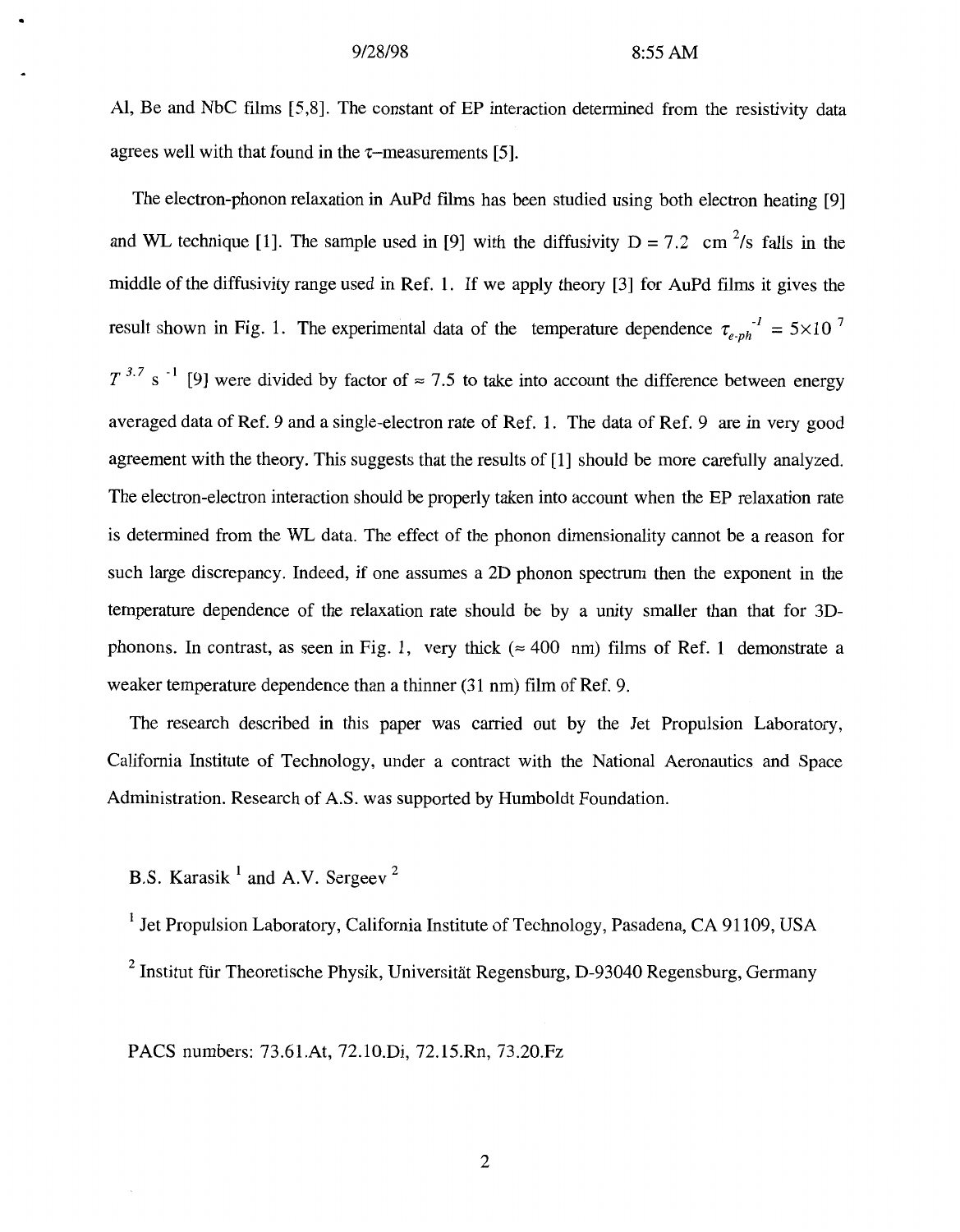Al, Be and NbC films [5,8]. The constant of EP interaction determined from the resistivity data agrees well with that found in the $\tau$–measurements [5].

The electron-phonon relaxation in AuPd films has been studied using both electron heating [9] and WL technique [1]. The sample used in [9] with the diffusivity D = 7.2 cm $^2$/s falls in the middle of the diffusivity range used in Ref. 1. If we apply theory [3] for AuPd films it gives the result shown in Fig. 1. The experimental data of the temperature dependence $\tau_{e\text{-}ph}^{-1} = 5\times10^{7}$ $T^{3.7}$ s $^{-1}$ [9] were divided by factor of $\approx$ 7.5 to take into account the difference between energy averaged data of Ref. 9 and a single-electron rate of Ref. 1. The data of Ref. 9 are in very good agreement with the theory. This suggests that the results of [1] should be more carefully analyzed. The electron-electron interaction should be properly taken into account when the EP relaxation rate is determined from the WL data. The effect of the phonon dimensionality cannot be a reason for such large discrepancy. Indeed, if one assumes a 2D phonon spectrum then the exponent in the temperature dependence of the relaxation rate should be by a unity smaller than that for 3D-phonons. In contrast, as seen in Fig. 1, very thick ($\approx$ 400 nm) films of Ref. 1 demonstrate a weaker temperature dependence than a thinner (31 nm) film of Ref. 9.

The research described in this paper was carried out by the Jet Propulsion Laboratory, California Institute of Technology, under a contract with the National Aeronautics and Space Administration. Research of A.S. was supported by Humboldt Foundation.

B.S. Karasik [1] and A.V. Sergeev [2]

[1] Jet Propulsion Laboratory, California Institute of Technology, Pasadena, CA 91109, USA

[2] Institut für Theoretische Physik, Universität Regensburg, D-93040 Regensburg, Germany

PACS numbers: 73.61.At, 72.10.Di, 72.15.Rn, 73.20.Fz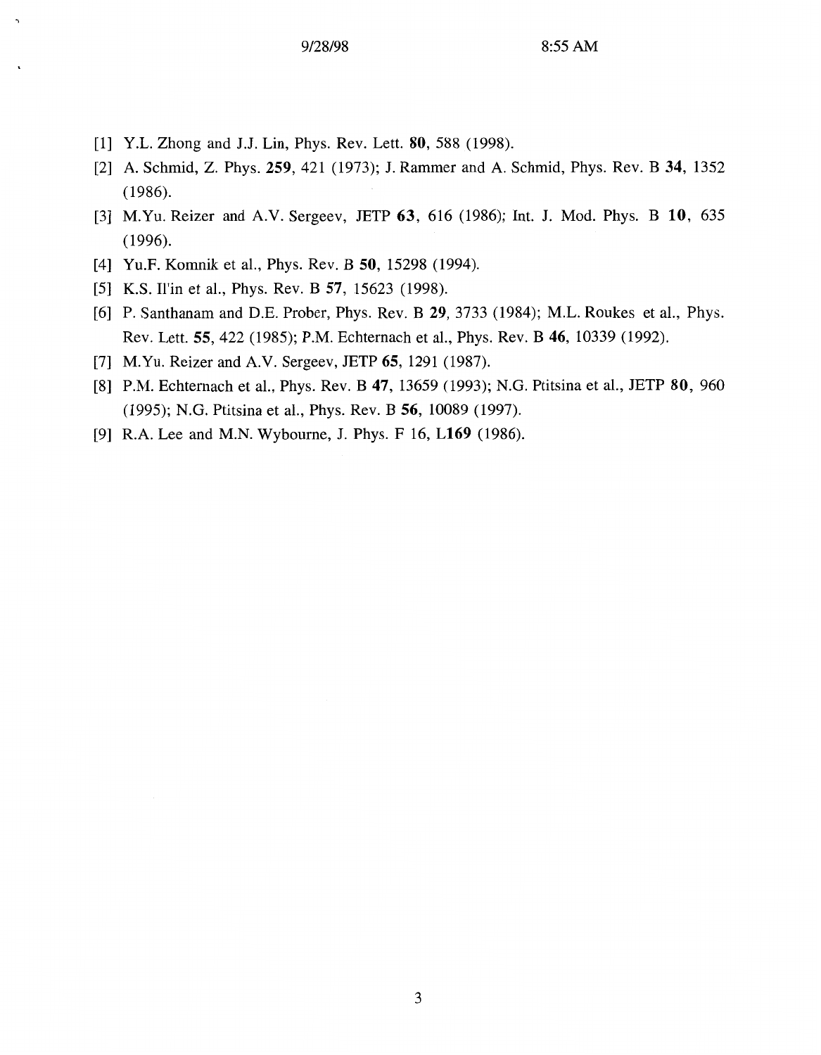[1] Y.L. Zhong and J.J. Lin, Phys. Rev. Lett. **80**, 588 (1998).

[2] A. Schmid, Z. Phys. **259**, 421 (1973); J. Rammer and A. Schmid, Phys. Rev. B **34**, 1352 (1986).

[3] M.Yu. Reizer and A.V. Sergeev, JETP **63**, 616 (1986); Int. J. Mod. Phys. B **10**, 635 (1996).

[4] Yu.F. Komnik et al., Phys. Rev. B **50**, 15298 (1994).

[5] K.S. Il'in et al., Phys. Rev. B **57**, 15623 (1998).

[6] P. Santhanam and D.E. Prober, Phys. Rev. B **29**, 3733 (1984); M.L. Roukes et al., Phys. Rev. Lett. **55**, 422 (1985); P.M. Echternach et al., Phys. Rev. B **46**, 10339 (1992).

[7] M.Yu. Reizer and A.V. Sergeev, JETP **65**, 1291 (1987).

[8] P.M. Echternach et al., Phys. Rev. B **47**, 13659 (1993); N.G. Ptitsina et al., JETP **80**, 960 (1995); N.G. Ptitsina et al., Phys. Rev. B **56**, 10089 (1997).

[9] R.A. Lee and M.N. Wybourne, J. Phys. F 16, **L169** (1986).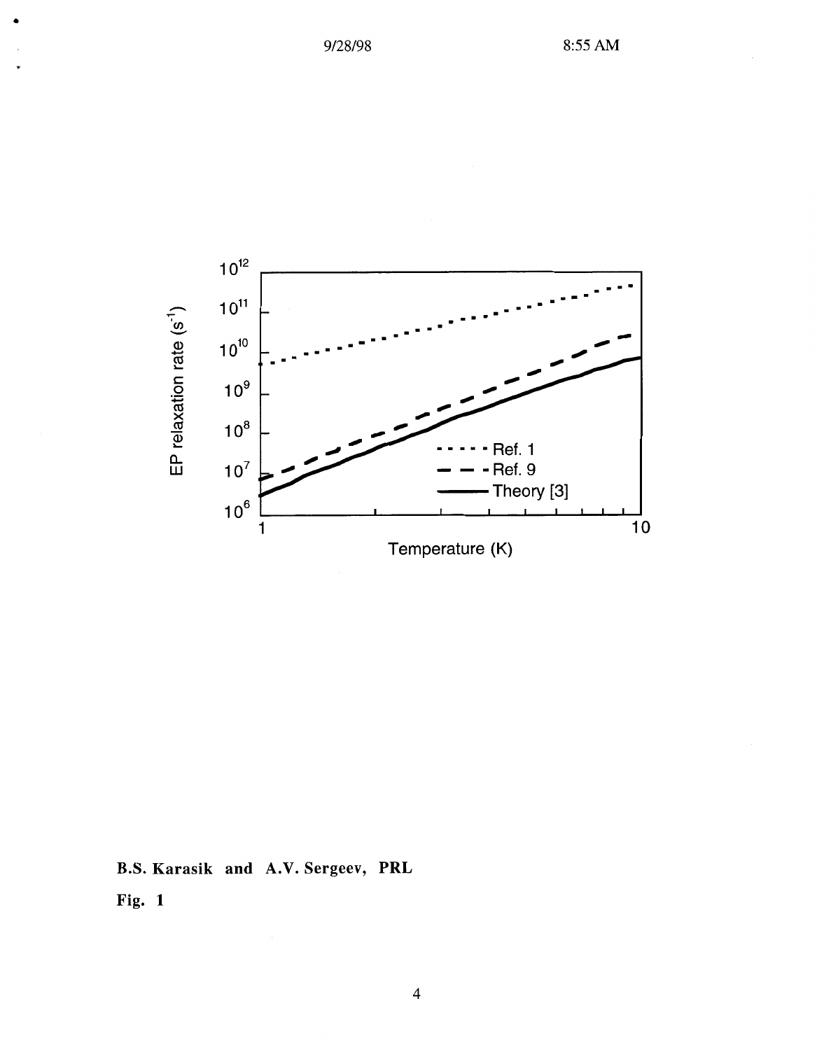B.S. Karasik and A.V. Sergeev, PRL

Fig. 1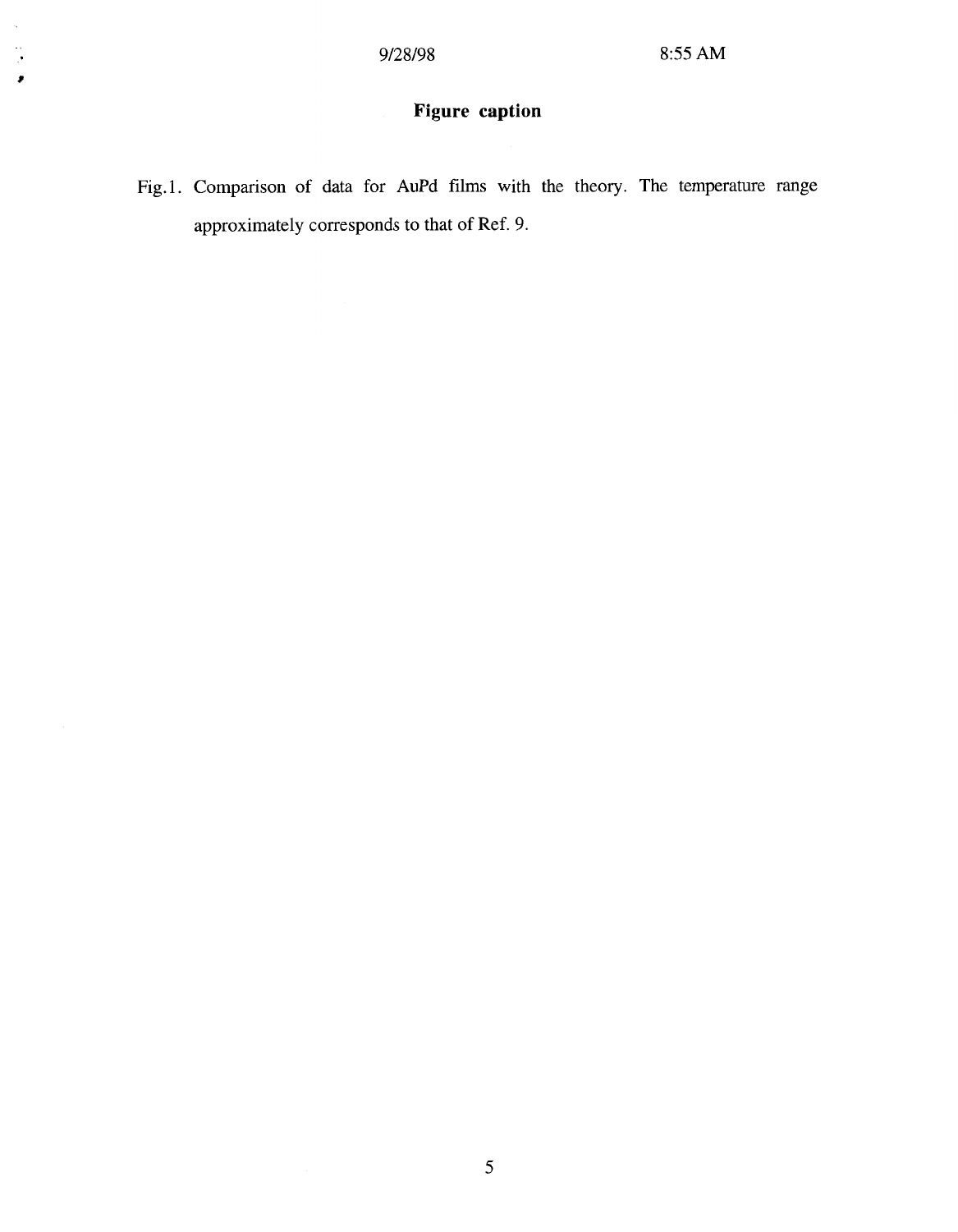## Figure caption

Fig.1. Comparison of data for AuPd films with the theory. The temperature range approximately corresponds to that of Ref. 9.